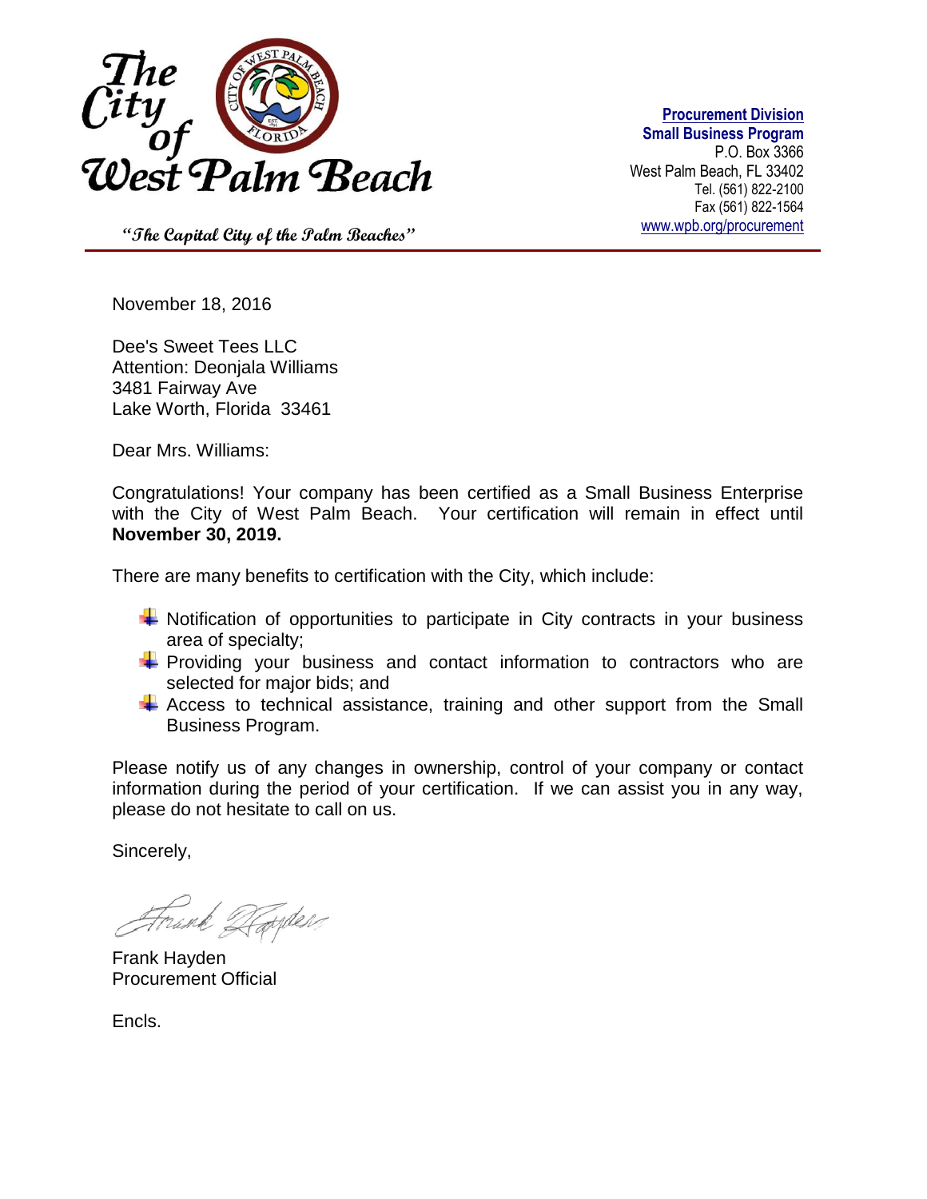**The City of West Palm Beach**

**"The Capital City of the Palm Beaches"**

**Procurement Division**
**Small Business Program**
P.O. Box 3366
West Palm Beach, FL 33402
Tel. (561) 822-2100
Fax (561) 822-1564
www.wpb.org/procurement

November 18, 2016

Dee's Sweet Tees LLC
Attention: Deonjala Williams
3481 Fairway Ave
Lake Worth, Florida 33461

Dear Mrs. Williams:

Congratulations! Your company has been certified as a Small Business Enterprise with the City of West Palm Beach. Your certification will remain in effect until **November 30, 2019.**

There are many benefits to certification with the City, which include:

- Notification of opportunities to participate in City contracts in your business area of specialty;
- Providing your business and contact information to contractors who are selected for major bids; and
- Access to technical assistance, training and other support from the Small Business Program.

Please notify us of any changes in ownership, control of your company or contact information during the period of your certification. If we can assist you in any way, please do not hesitate to call on us.

Sincerely,

Frank Hayden
Procurement Official

Encls.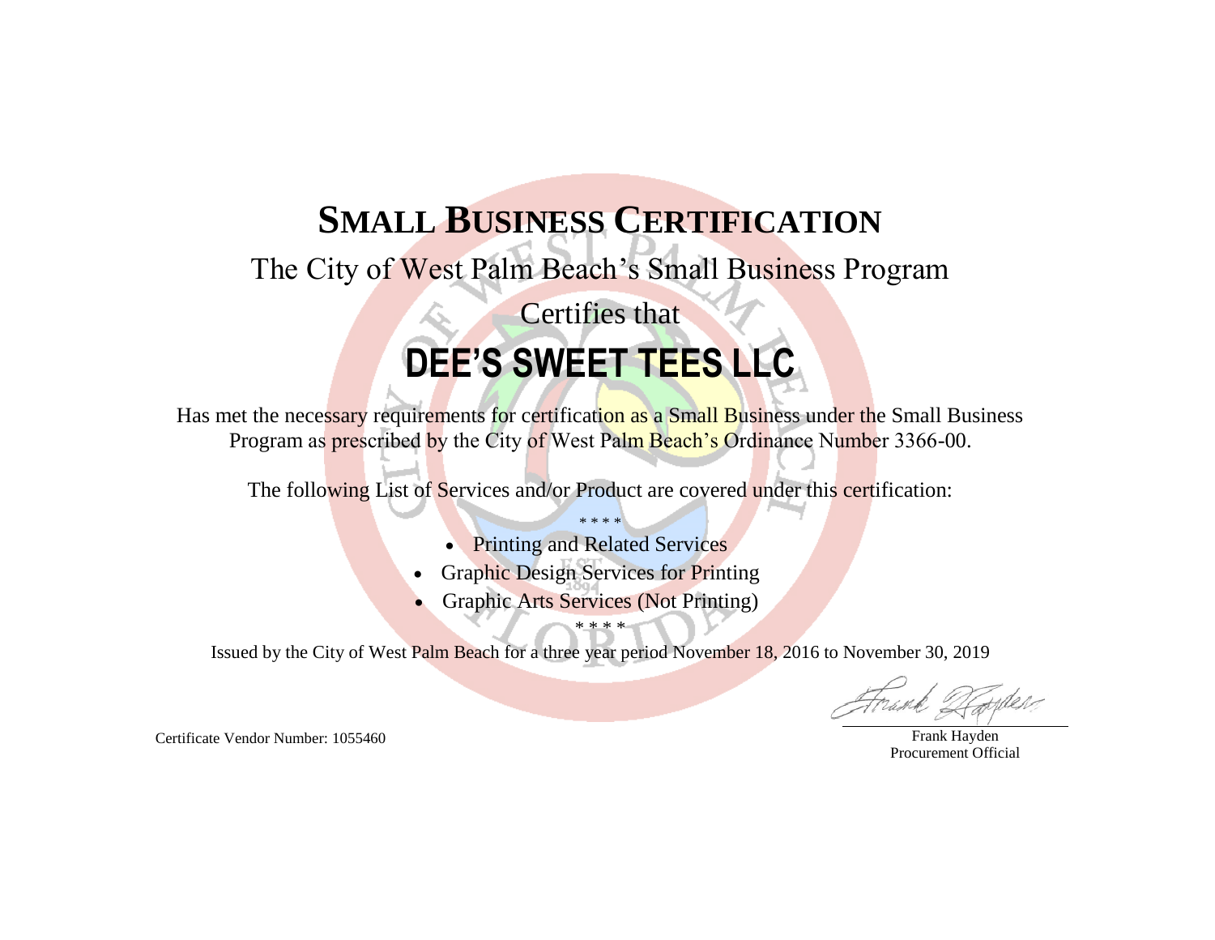# SMALL BUSINESS CERTIFICATION

The City of West Palm Beach's Small Business Program

Certifies that

## DEE'S SWEET TEES LLC

Has met the necessary requirements for certification as a Small Business under the Small Business Program as prescribed by the City of West Palm Beach's Ordinance Number 3366-00.

The following List of Services and/or Product are covered under this certification:

* * * *

- Printing and Related Services
- Graphic Design Services for Printing
- Graphic Arts Services (Not Printing)

* * * *

Issued by the City of West Palm Beach for a three year period November 18, 2016 to November 30, 2019

Certificate Vendor Number: 1055460

Frank Hayden
Procurement Official